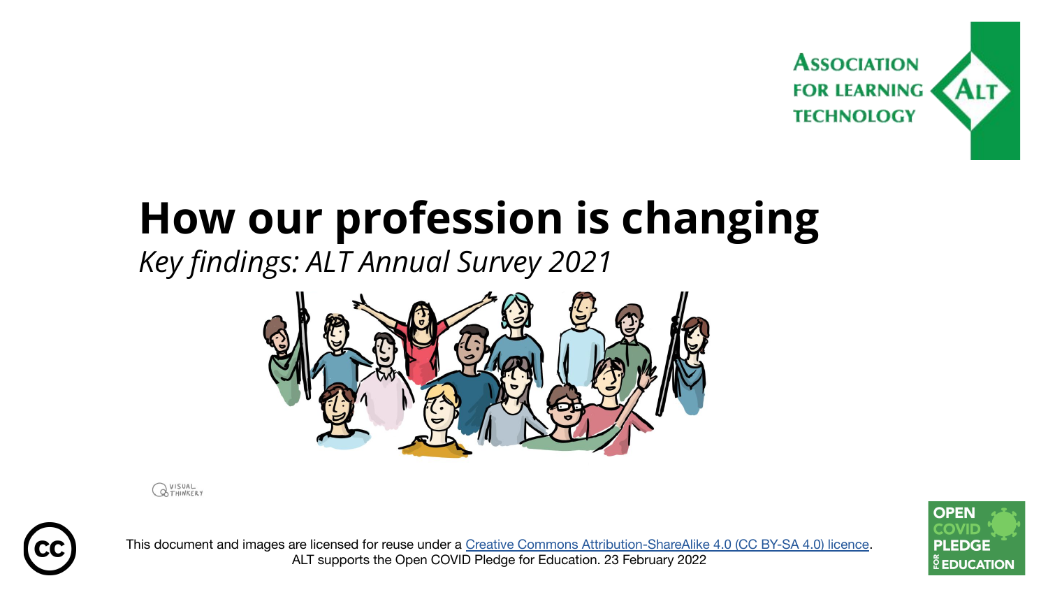# How our profession is changing

*Key findings: ALT Annual Survey 2021*

This document and images are licensed for reuse under a [Creative Commons Attribution-ShareAlike 4.0 (CC BY-SA 4.0) licence](https://creativecommons.org/licenses/by-sa/4.0/).
ALT supports the Open COVID Pledge for Education. 23 February 2022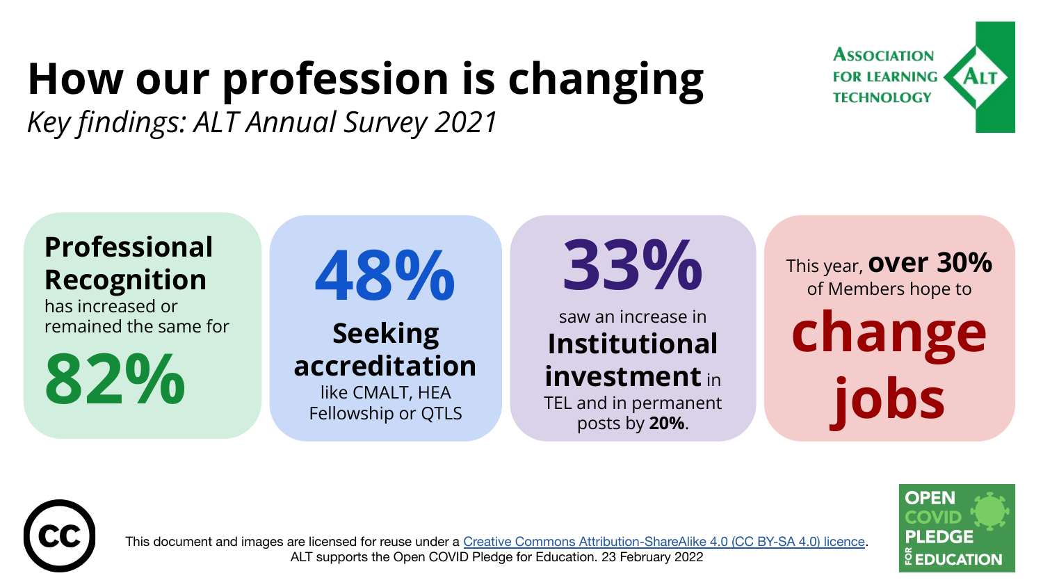# How our profession is changing

*Key findings: ALT Annual Survey 2021*

ASSOCIATION FOR LEARNING TECHNOLOGY

**Professional Recognition** has increased or remained the same for **82%**

**48%** **Seeking accreditation** like CMALT, HEA Fellowship or QTLS

**33%** saw an increase in **Institutional investment** in TEL and in permanent posts by **20%**.

This year, **over 30%** of Members hope to **change jobs**

This document and images are licensed for reuse under a [Creative Commons Attribution-ShareAlike 4.0 (CC BY-SA 4.0) licence](https://creativecommons.org/licenses/by-sa/4.0/).
ALT supports the Open COVID Pledge for Education. 23 February 2022

OPEN COVID PLEDGE FOR EDUCATION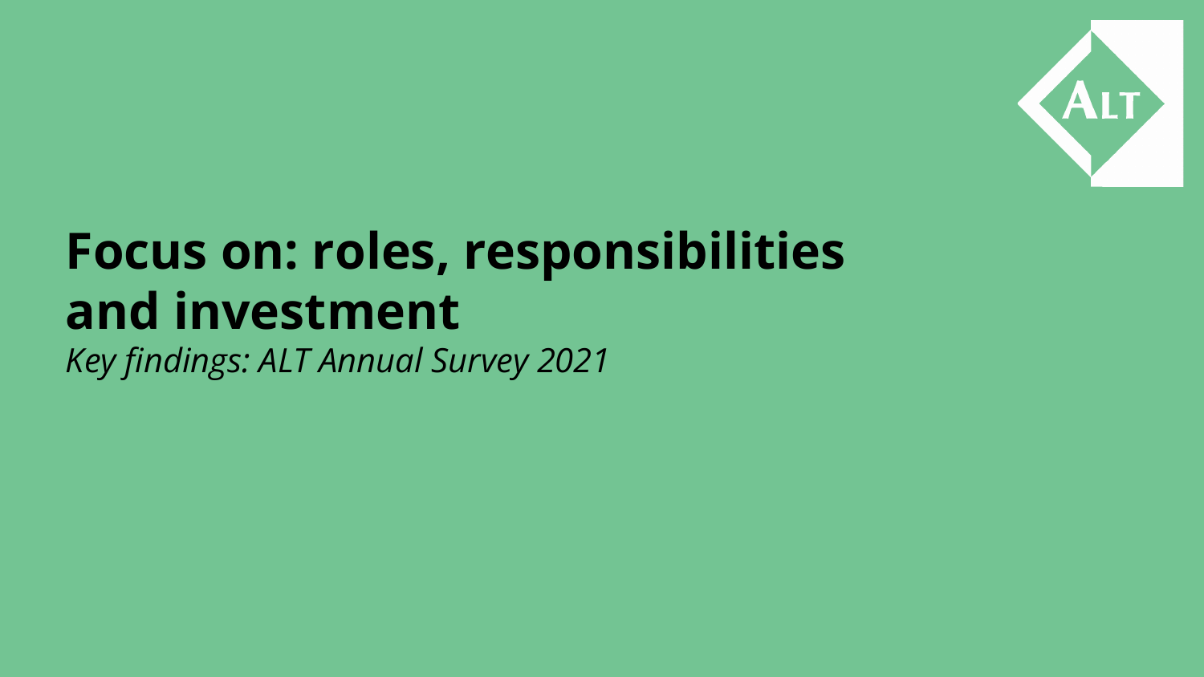# Focus on: roles, responsibilities and investment

*Key findings: ALT Annual Survey 2021*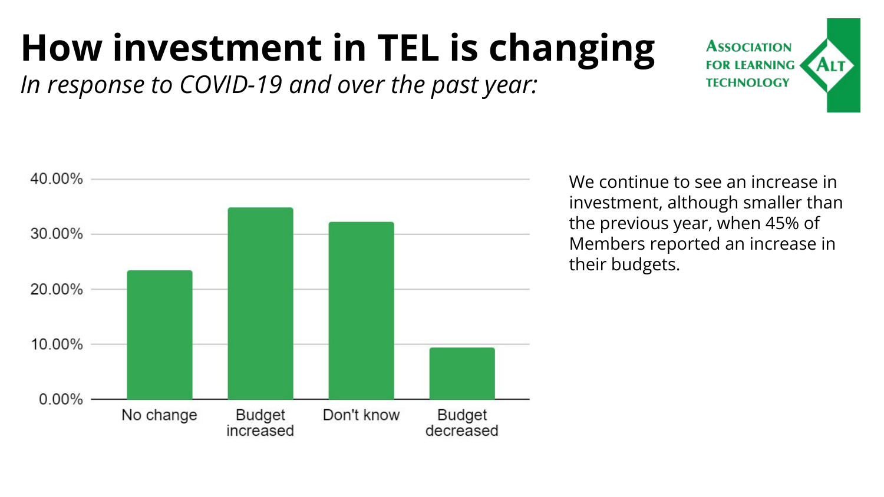# How investment in TEL is changing

*In response to COVID-19 and over the past year:*

ASSOCIATION FOR LEARNING TECHNOLOGY

| Response | Percentage |
| --- | --- |
| No change | ~23% |
| Budget increased | ~35% |
| Don't know | ~32% |
| Budget decreased | ~9% |

We continue to see an increase in investment, although smaller than the previous year, when 45% of Members reported an increase in their budgets.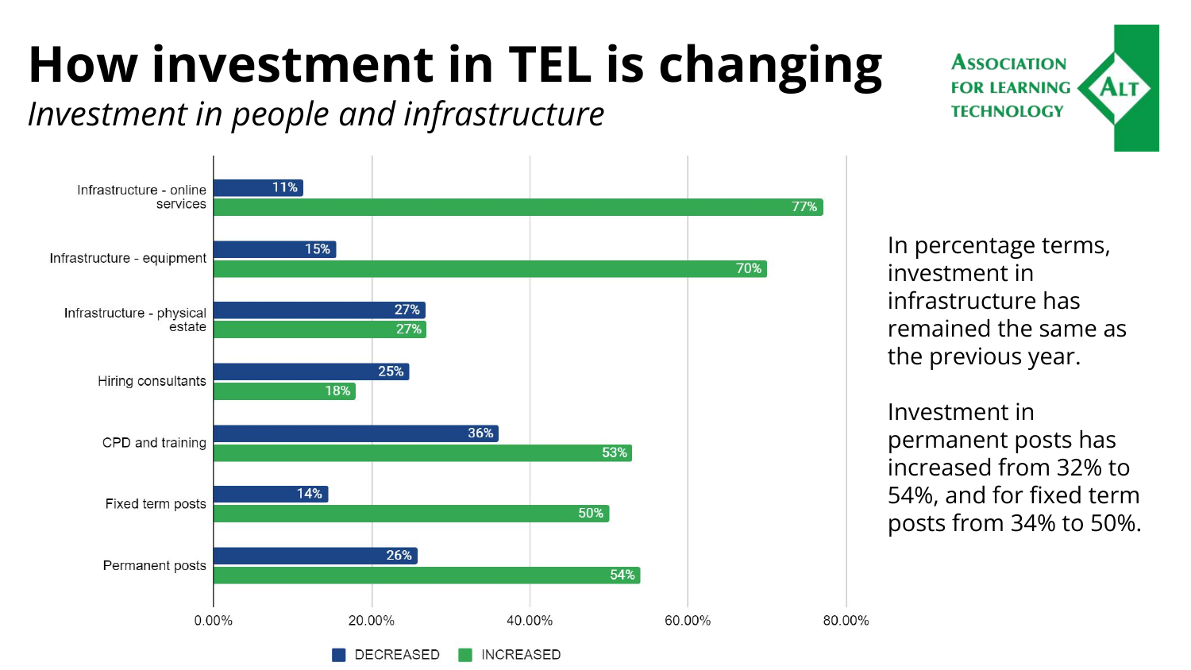# How investment in TEL is changing

*Investment in people and infrastructure*

ASSOCIATION FOR LEARNING TECHNOLOGY

| Category | DECREASED | INCREASED |
| --- | --- | --- |
| Infrastructure - online services | 11% | 77% |
| Infrastructure - equipment | 15% | 70% |
| Infrastructure - physical estate | 27% | 27% |
| Hiring consultants | 25% | 18% |
| CPD and training | 36% | 53% |
| Fixed term posts | 14% | 50% |
| Permanent posts | 26% | 54% |

In percentage terms, investment in infrastructure has remained the same as the previous year.

Investment in permanent posts has increased from 32% to 54%, and for fixed term posts from 34% to 50%.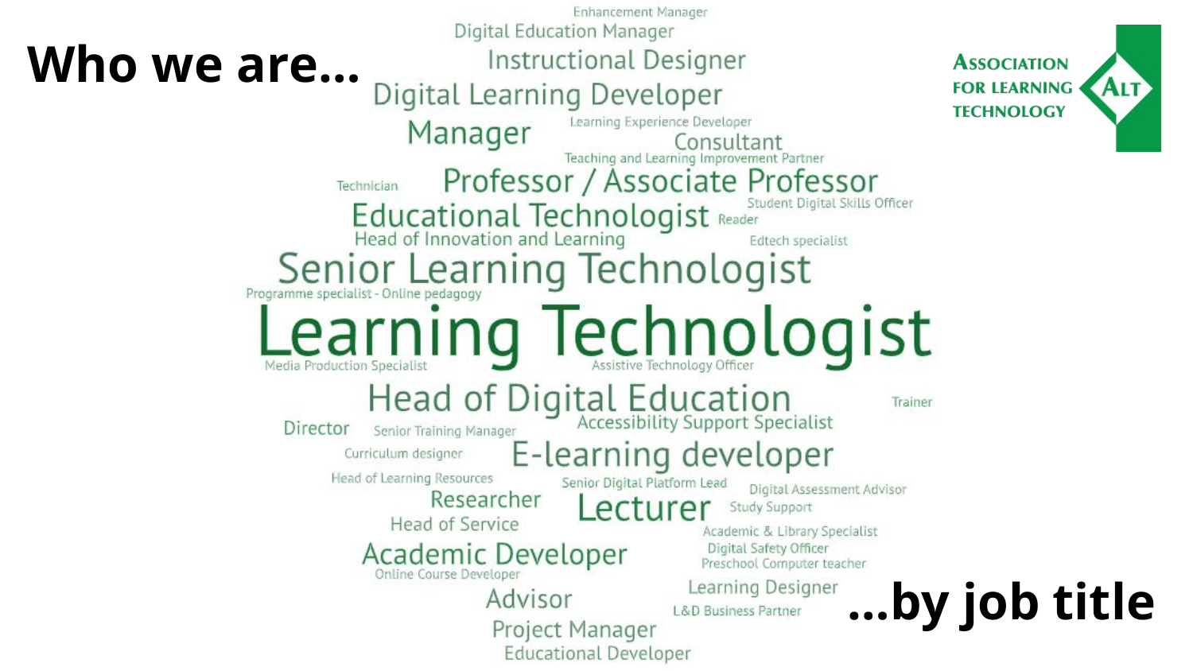# Who we are...

**ASSOCIATION FOR LEARNING TECHNOLOGY** ALT

Enhancement Manager
Digital Education Manager
Instructional Designer
Digital Learning Developer
Manager
Learning Experience Developer
Consultant
Teaching and Learning Improvement Partner
Technician
Professor / Associate Professor
Student Digital Skills Officer
Educational Technologist
Reader
Head of Innovation and Learning
Edtech specialist
Senior Learning Technologist
Programme specialist - Online pedagogy
Learning Technologist
Media Production Specialist
Assistive Technology Officer
Head of Digital Education
Trainer
Accessibility Support Specialist
Director
Senior Training Manager
Curriculum designer
E-learning developer
Head of Learning Resources
Senior Digital Platform Lead
Digital Assessment Advisor
Researcher
Lecturer
Study Support
Head of Service
Academic & Library Specialist
Digital Safety Officer
Academic Developer
Preschool Computer teacher
Online Course Developer
Learning Designer
Advisor
L&D Business Partner
Project Manager
Educational Developer

## ...by job title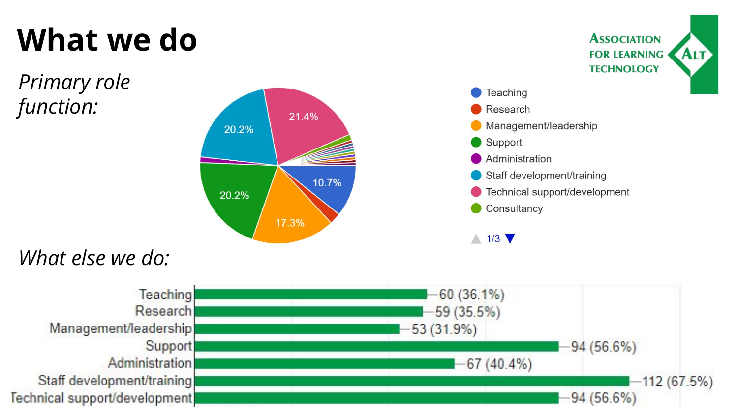# What we do

*Primary role function:*

| Role | Percentage |
| --- | --- |
| Technical support/development | 21.4% |
| Staff development/training | 20.2% |
| Support | 20.2% |
| Management/leadership | 17.3% |
| Teaching | 10.7% |

Legend: Teaching, Research, Management/leadership, Support, Administration, Staff development/training, Technical support/development, Consultancy

1/3

*What else we do:*

| Role | Count (%) |
| --- | --- |
| Teaching | 60 (36.1%) |
| Research | 59 (35.5%) |
| Management/leadership | 53 (31.9%) |
| Support | 94 (56.6%) |
| Administration | 67 (40.4%) |
| Staff development/training | 112 (67.5%) |
| Technical support/development | 94 (56.6%) |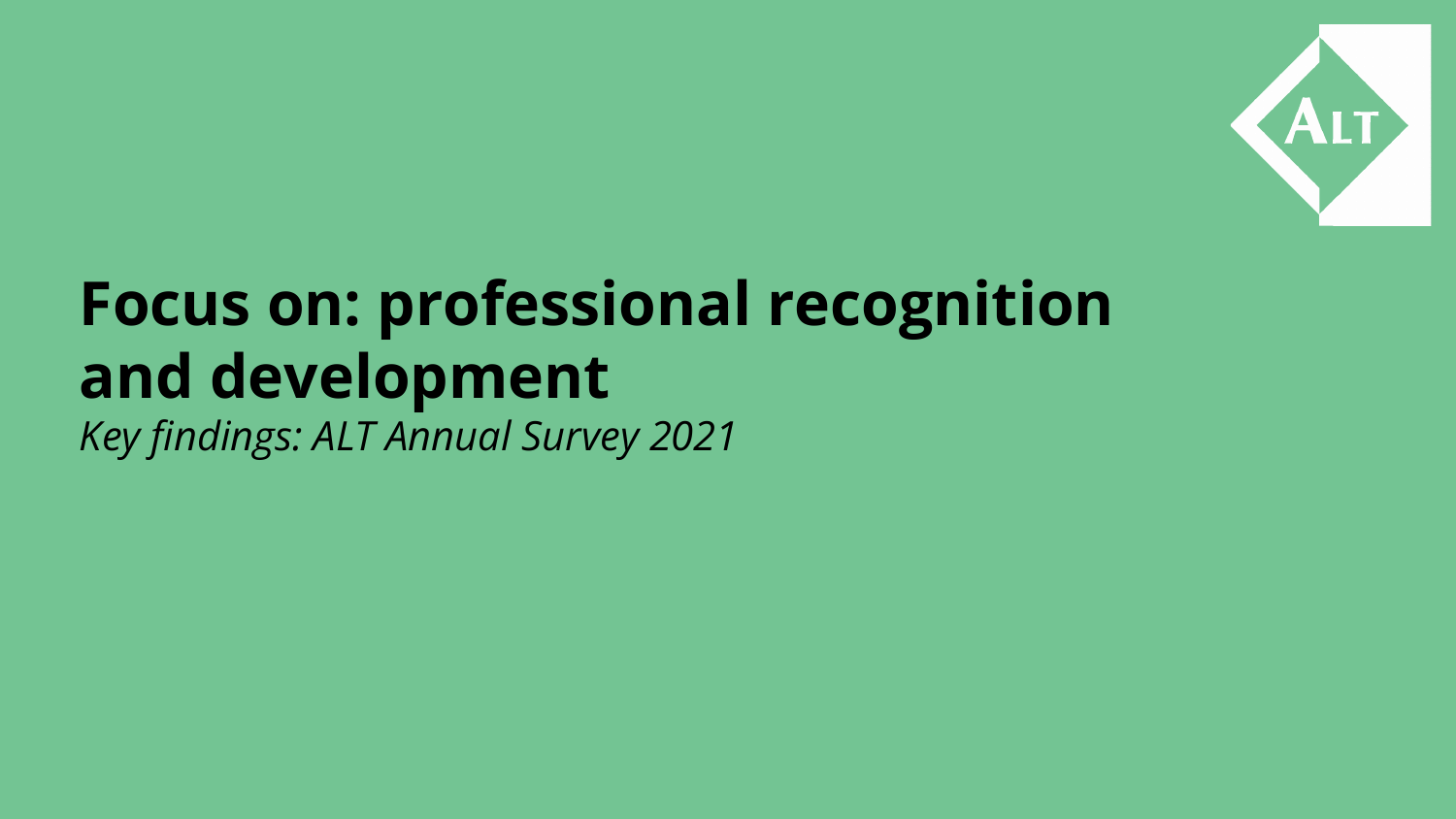# Focus on: professional recognition and development

*Key findings: ALT Annual Survey 2021*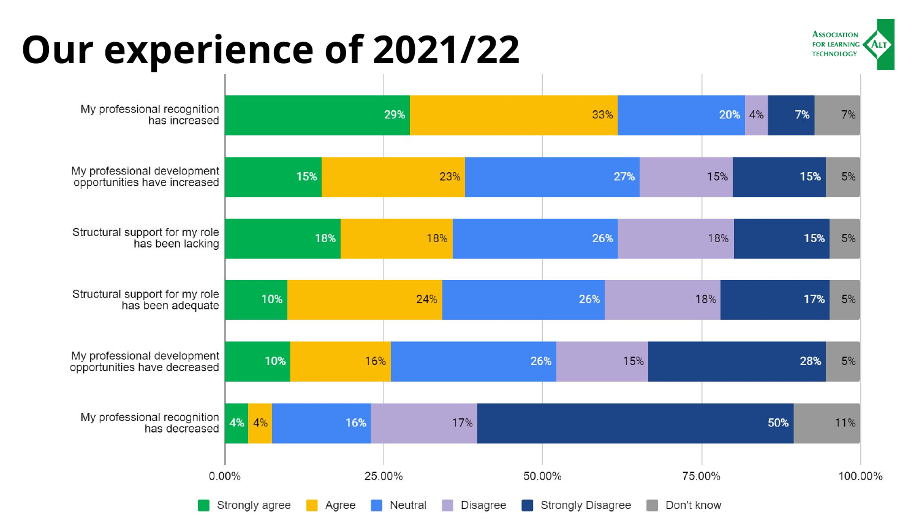# Our experience of 2021/22

Association for Learning Technology

| | Strongly agree | Agree | Neutral | Disagree | Strongly Disagree | Don't know |
|---|---|---|---|---|---|---|
| My professional recognition has increased | 29% | 33% | 20% | 4% | 7% | 7% |
| My professional development opportunities have increased | 15% | 23% | 27% | 15% | 15% | 5% |
| Structural support for my role has been lacking | 18% | 18% | 26% | 18% | 15% | 5% |
| Structural support for my role has been adequate | 10% | 24% | 26% | 18% | 17% | 5% |
| My professional development opportunities have decreased | 10% | 16% | 26% | 15% | 28% | 5% |
| My professional recognition has decreased | 4% | 4% | 16% | 17% | 50% | 11% |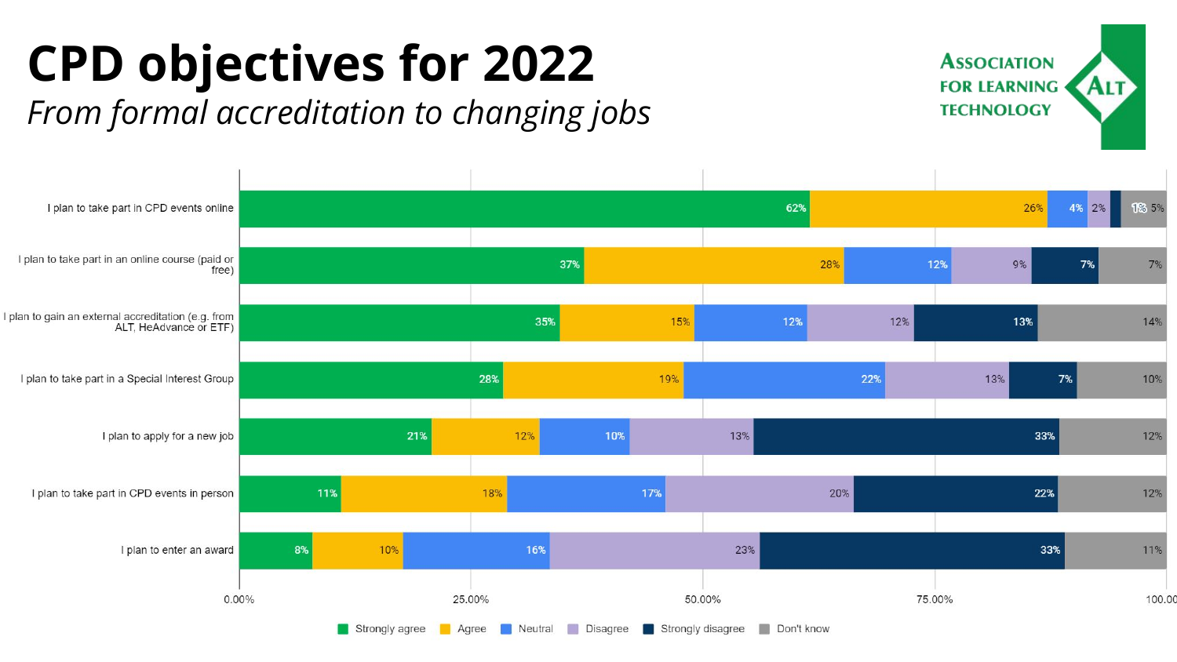# CPD objectives for 2022

*From formal accreditation to changing jobs*

| | Strongly agree | Agree | Neutral | Disagree | Strongly disagree | Don't know |
|---|---|---|---|---|---|---|
| I plan to take part in CPD events online | 62% | 26% | 4% | 2% | 1% | 5% |
| I plan to take part in an online course (paid or free) | 37% | 28% | 12% | 9% | 7% | 7% |
| I plan to gain an external accreditation (e.g. from ALT, HeAdvance or ETF) | 35% | 15% | 12% | 12% | 13% | 14% |
| I plan to take part in a Special Interest Group | 28% | 19% | 22% | 13% | 7% | 10% |
| I plan to apply for a new job | 21% | 12% | 10% | 13% | 33% | 12% |
| I plan to take part in CPD events in person | 11% | 18% | 17% | 20% | 22% | 12% |
| I plan to enter an award | 8% | 10% | 16% | 23% | 33% | 11% |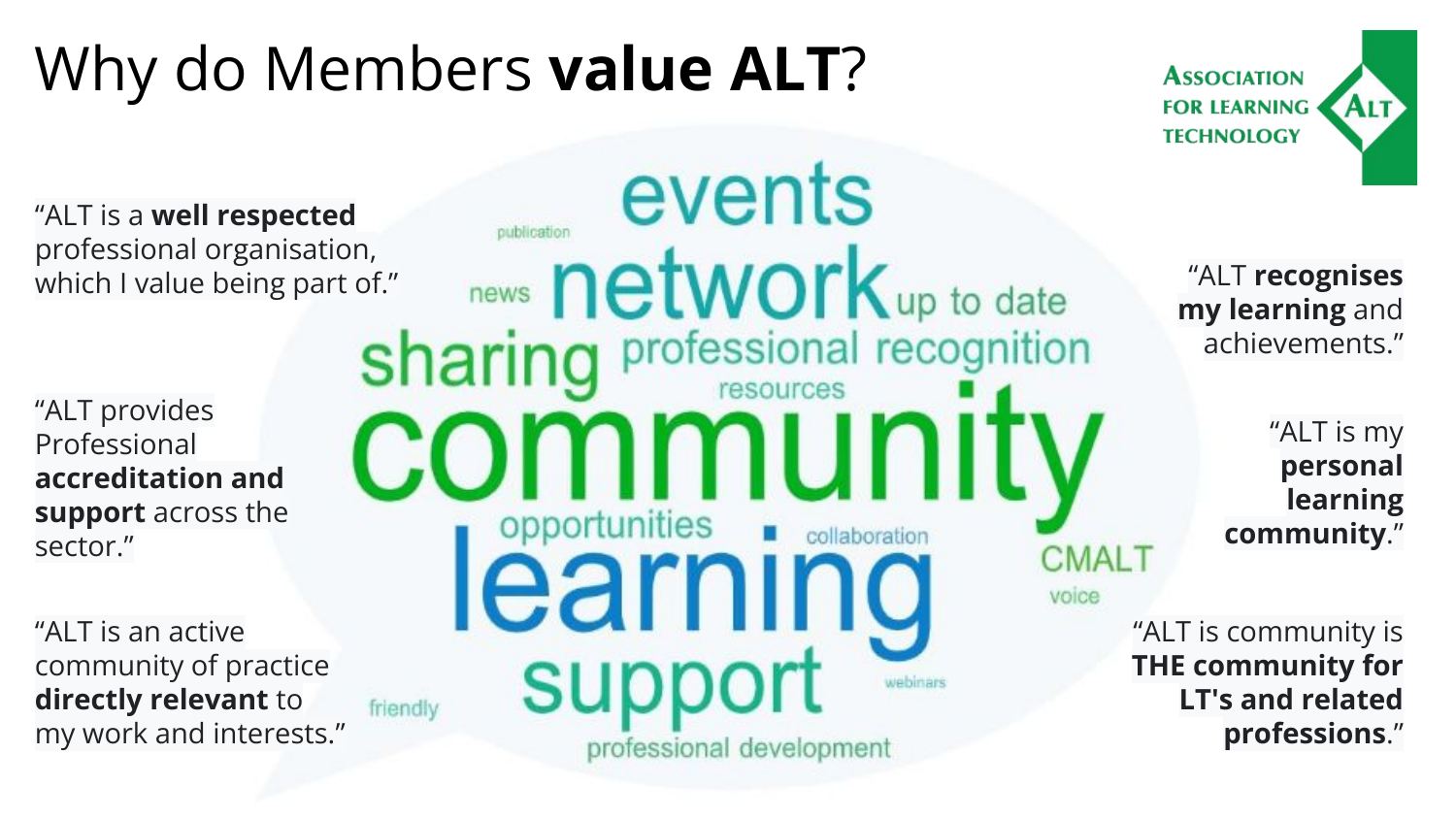# Why do Members **value ALT**?

ASSOCIATION FOR LEARNING TECHNOLOGY

"ALT is a **well respected** professional organisation, which I value being part of."

"ALT provides Professional **accreditation and support** across the sector."

"ALT is an active community of practice **directly relevant** to my work and interests."

events
publication
news
network
up to date
sharing
professional recognition
resources
community
opportunities
collaboration
learning
CMALT
voice
support
friendly
webinars
professional development

"ALT **recognises my learning** and achievements."

"ALT is my **personal learning community**."

"ALT is community is **THE community for LT's and related professions**."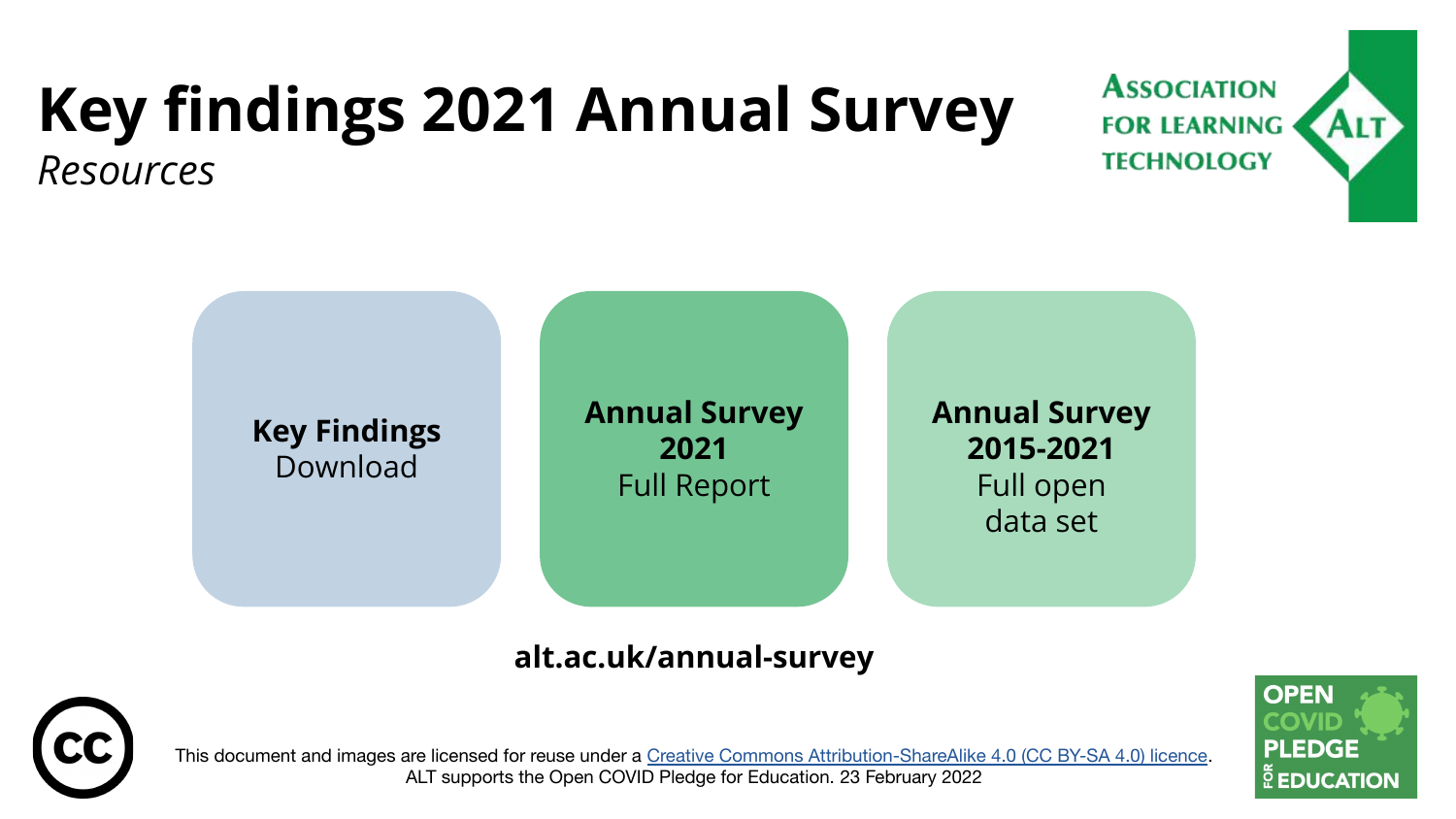# Key findings 2021 Annual Survey

*Resources*

ASSOCIATION FOR LEARNING TECHNOLOGY

**Key Findings**
Download

**Annual Survey 2021**
Full Report

**Annual Survey 2015-2021**
Full open data set

**alt.ac.uk/annual-survey**

This document and images are licensed for reuse under a Creative Commons Attribution-ShareAlike 4.0 (CC BY-SA 4.0) licence.
ALT supports the Open COVID Pledge for Education. 23 February 2022

OPEN COVID PLEDGE FOR EDUCATION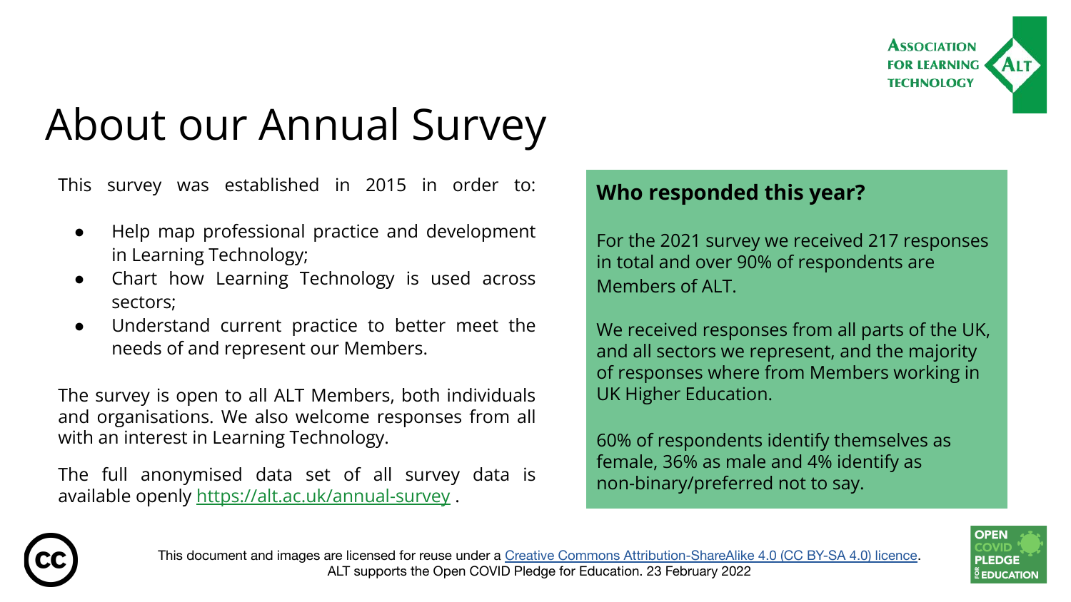# About our Annual Survey

This survey was established in 2015 in order to:

- Help map professional practice and development in Learning Technology;
- Chart how Learning Technology is used across sectors;
- Understand current practice to better meet the needs of and represent our Members.

The survey is open to all ALT Members, both individuals and organisations. We also welcome responses from all with an interest in Learning Technology.

The full anonymised data set of all survey data is available openly https://alt.ac.uk/annual-survey .

## Who responded this year?

For the 2021 survey we received 217 responses in total and over 90% of respondents are Members of ALT.

We received responses from all parts of the UK, and all sectors we represent, and the majority of responses where from Members working in UK Higher Education.

60% of respondents identify themselves as female, 36% as male and 4% identify as non-binary/preferred not to say.

This document and images are licensed for reuse under a Creative Commons Attribution-ShareAlike 4.0 (CC BY-SA 4.0) licence.
ALT supports the Open COVID Pledge for Education. 23 February 2022